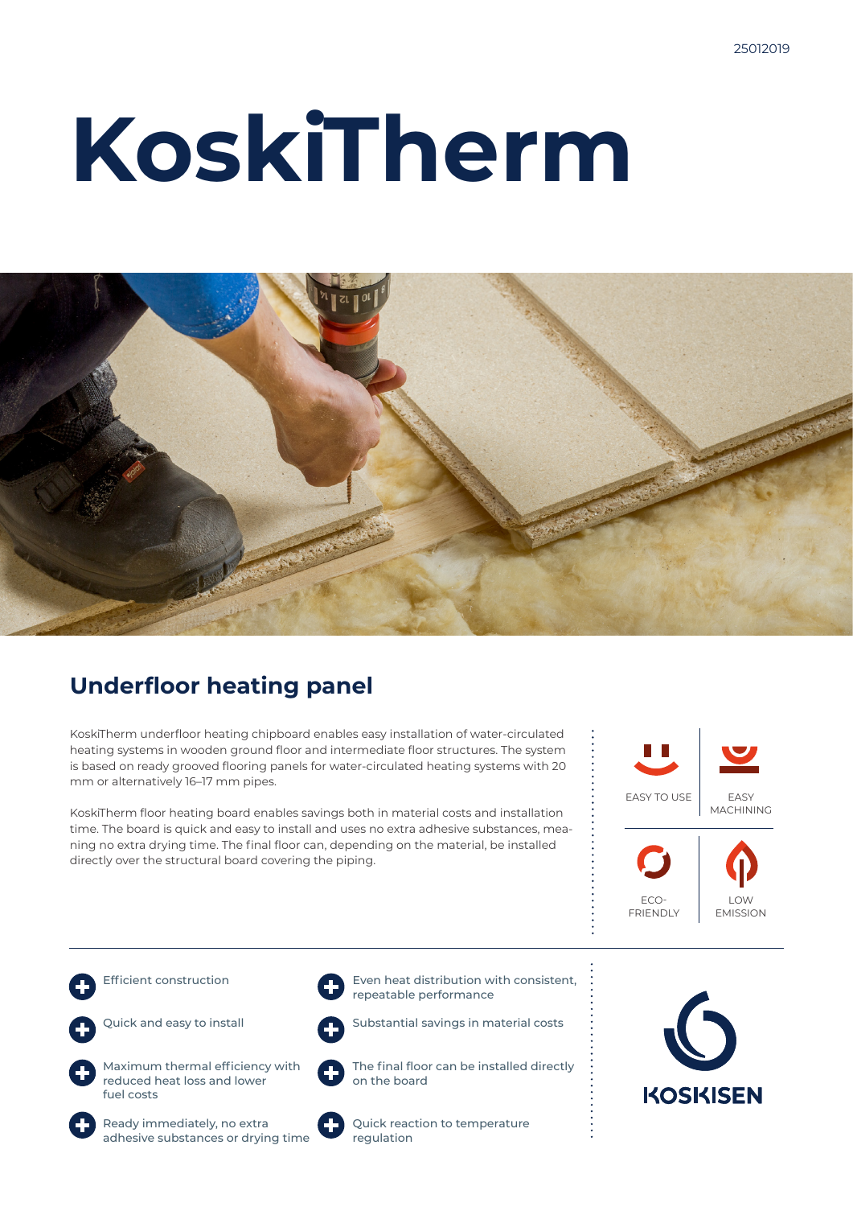# KoskiTherm

## Underfloor heating panel

KoskiTherm underfloor heating chipboard enables easy installation of water-circulated heating systems in wooden ground floor and intermediate floor structures. The system is based on ready grooved flooring panels for water-circulated heating systems with 20 mm or alternatively 16–17 mm pipes.

KoskiTherm floor heating board enables savings both in material costs and installation time. The board is quick and easy to install and uses no extra adhesive substances, meaning no extra drying time. The final floor can, depending on the material, be installed directly over the structural board covering the piping.

EASY TO USE

EASY MACHINING

ECO-FRIENDLY

LOW EMISSION

- Efficient construction
- Quick and easy to install
- Maximum thermal efficiency with reduced heat loss and lower fuel costs
- Ready immediately, no extra adhesive substances or drying time
- Even heat distribution with consistent, repeatable performance
- Substantial savings in material costs
- The final floor can be installed directly on the board
- Quick reaction to temperature regulation

KOSKISEN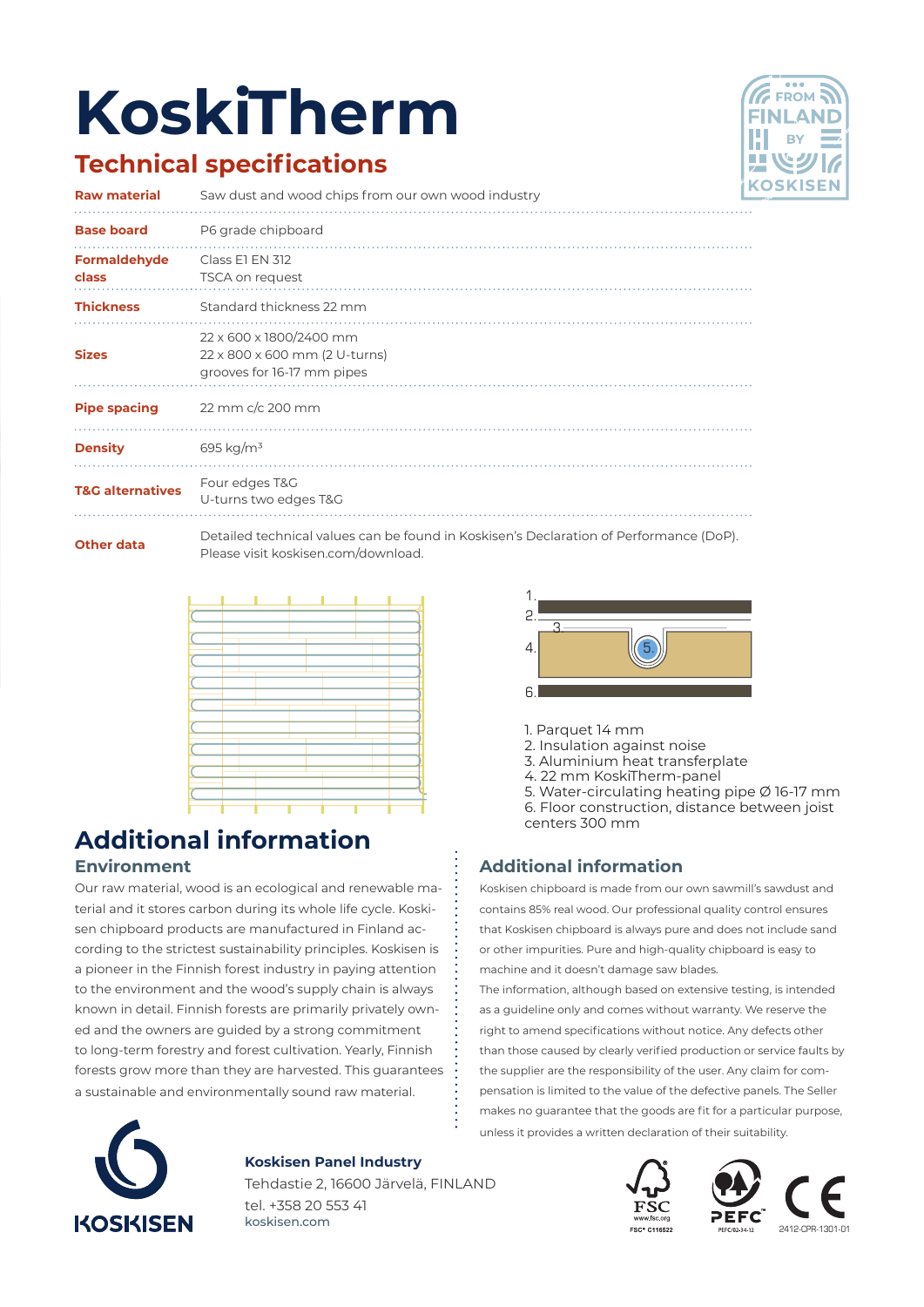# KoskiTherm

## Technical specifications

| | |
|---|---|
| **Raw material** | Saw dust and wood chips from our own wood industry |
| **Base board** | P6 grade chipboard |
| **Formaldehyde class** | Class E1 EN 312<br>TSCA on request |
| **Thickness** | Standard thickness 22 mm |
| **Sizes** | 22 x 600 x 1800/2400 mm<br>22 x 800 x 600 mm (2 U-turns)<br>grooves for 16-17 mm pipes |
| **Pipe spacing** | 22 mm c/c 200 mm |
| **Density** | 695 kg/m³ |
| **T&G alternatives** | Four edges T&G<br>U-turns two edges T&G |
| **Other data** | Detailed technical values can be found in Koskisen's Declaration of Performance (DoP).<br>Please visit koskisen.com/download. |

1. Parquet 14 mm
2. Insulation against noise
3. Aluminium heat transferplate
4. 22 mm KoskiTherm-panel
5. Water-circulating heating pipe Ø 16-17 mm
6. Floor construction, distance between joist centers 300 mm

## Additional information

### Environment

Our raw material, wood is an ecological and renewable material and it stores carbon during its whole life cycle. Koskisen chipboard products are manufactured in Finland according to the strictest sustainability principles. Koskisen is a pioneer in the Finnish forest industry in paying attention to the environment and the wood's supply chain is always known in detail. Finnish forests are primarily privately owned and the owners are guided by a strong commitment to long-term forestry and forest cultivation. Yearly, Finnish forests grow more than they are harvested. This guarantees a sustainable and environmentally sound raw material.

### Additional information

Koskisen chipboard is made from our own sawmill's sawdust and contains 85% real wood. Our professional quality control ensures that Koskisen chipboard is always pure and does not include sand or other impurities. Pure and high-quality chipboard is easy to machine and it doesn't damage saw blades.

The information, although based on extensive testing, is intended as a guideline only and comes without warranty. We reserve the right to amend specifications without notice. Any defects other than those caused by clearly verified production or service faults by the supplier are the responsibility of the user. Any claim for compensation is limited to the value of the defective panels. The Seller makes no guarantee that the goods are fit for a particular purpose, unless it provides a written declaration of their suitability.

**Koskisen Panel Industry**
Tehdastie 2, 16600 Järvelä, FINLAND
tel. +358 20 553 41
koskisen.com

FSC® C116522
PEFC/02-34-12
2412-CPR-1301-01